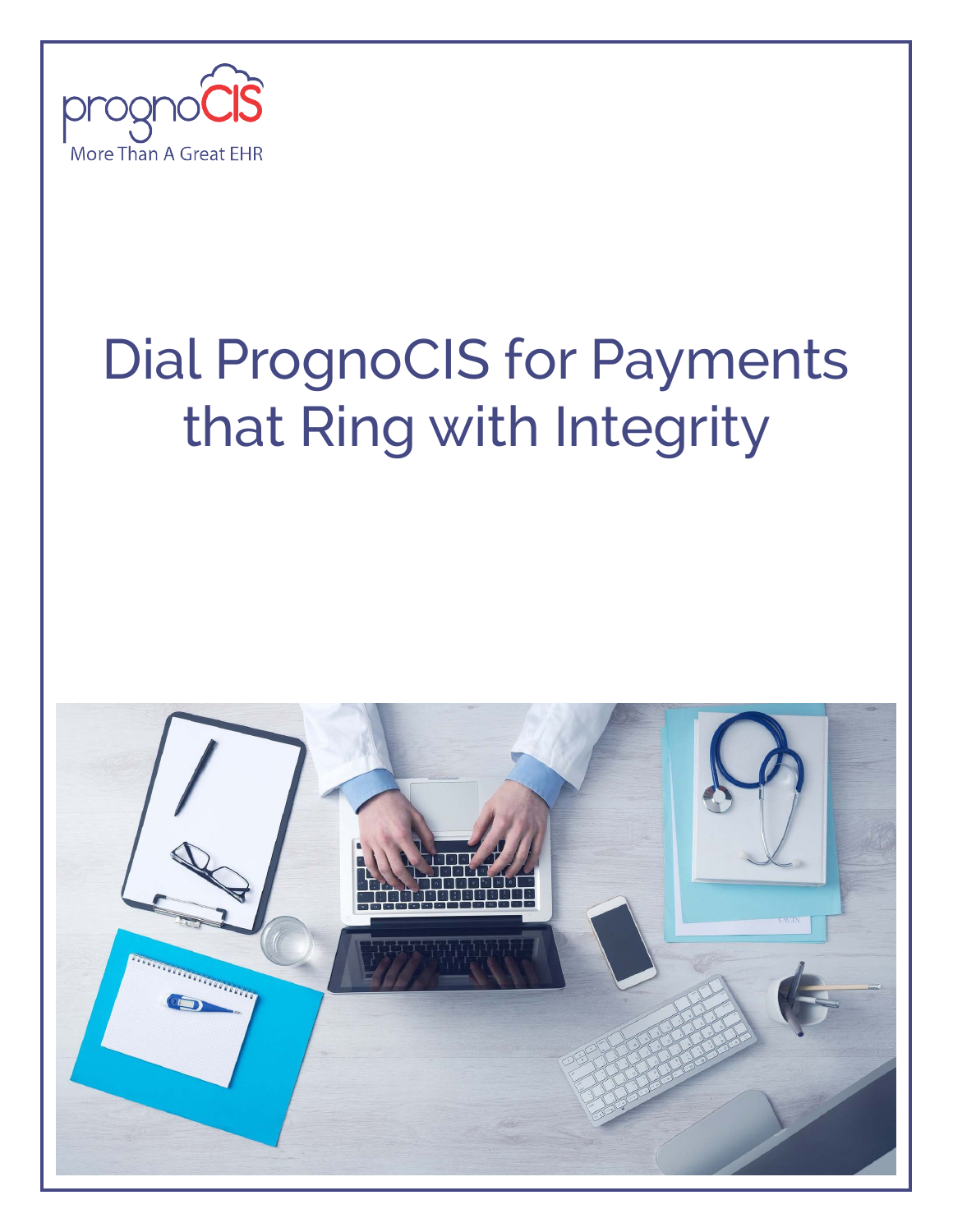prognoCIS

More Than A Great EHR

# Dial PrognoCIS for Payments that Ring with Integrity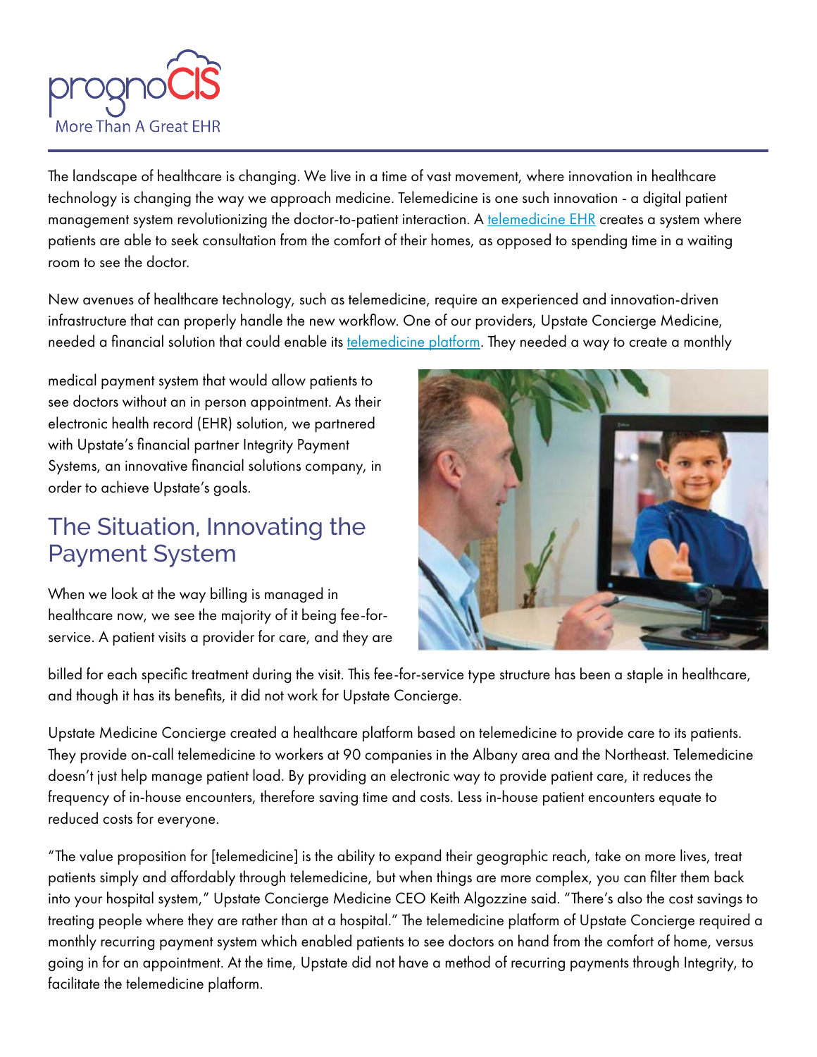The landscape of healthcare is changing. We live in a time of vast movement, where innovation in healthcare technology is changing the way we approach medicine. Telemedicine is one such innovation - a digital patient management system revolutionizing the doctor-to-patient interaction. A telemedicine EHR creates a system where patients are able to seek consultation from the comfort of their homes, as opposed to spending time in a waiting room to see the doctor.

New avenues of healthcare technology, such as telemedicine, require an experienced and innovation-driven infrastructure that can properly handle the new workflow. One of our providers, Upstate Concierge Medicine, needed a financial solution that could enable its telemedicine platform. They needed a way to create a monthly medical payment system that would allow patients to see doctors without an in person appointment. As their electronic health record (EHR) solution, we partnered with Upstate's financial partner Integrity Payment Systems, an innovative financial solutions company, in order to achieve Upstate's goals.

## The Situation, Innovating the Payment System

When we look at the way billing is managed in healthcare now, we see the majority of it being fee-for-service. A patient visits a provider for care, and they are billed for each specific treatment during the visit. This fee-for-service type structure has been a staple in healthcare, and though it has its benefits, it did not work for Upstate Concierge.

Upstate Medicine Concierge created a healthcare platform based on telemedicine to provide care to its patients. They provide on-call telemedicine to workers at 90 companies in the Albany area and the Northeast. Telemedicine doesn't just help manage patient load. By providing an electronic way to provide patient care, it reduces the frequency of in-house encounters, therefore saving time and costs. Less in-house patient encounters equate to reduced costs for everyone.

"The value proposition for [telemedicine] is the ability to expand their geographic reach, take on more lives, treat patients simply and affordably through telemedicine, but when things are more complex, you can filter them back into your hospital system," Upstate Concierge Medicine CEO Keith Algozzine said. "There's also the cost savings to treating people where they are rather than at a hospital." The telemedicine platform of Upstate Concierge required a monthly recurring payment system which enabled patients to see doctors on hand from the comfort of home, versus going in for an appointment. At the time, Upstate did not have a method of recurring payments through Integrity, to facilitate the telemedicine platform.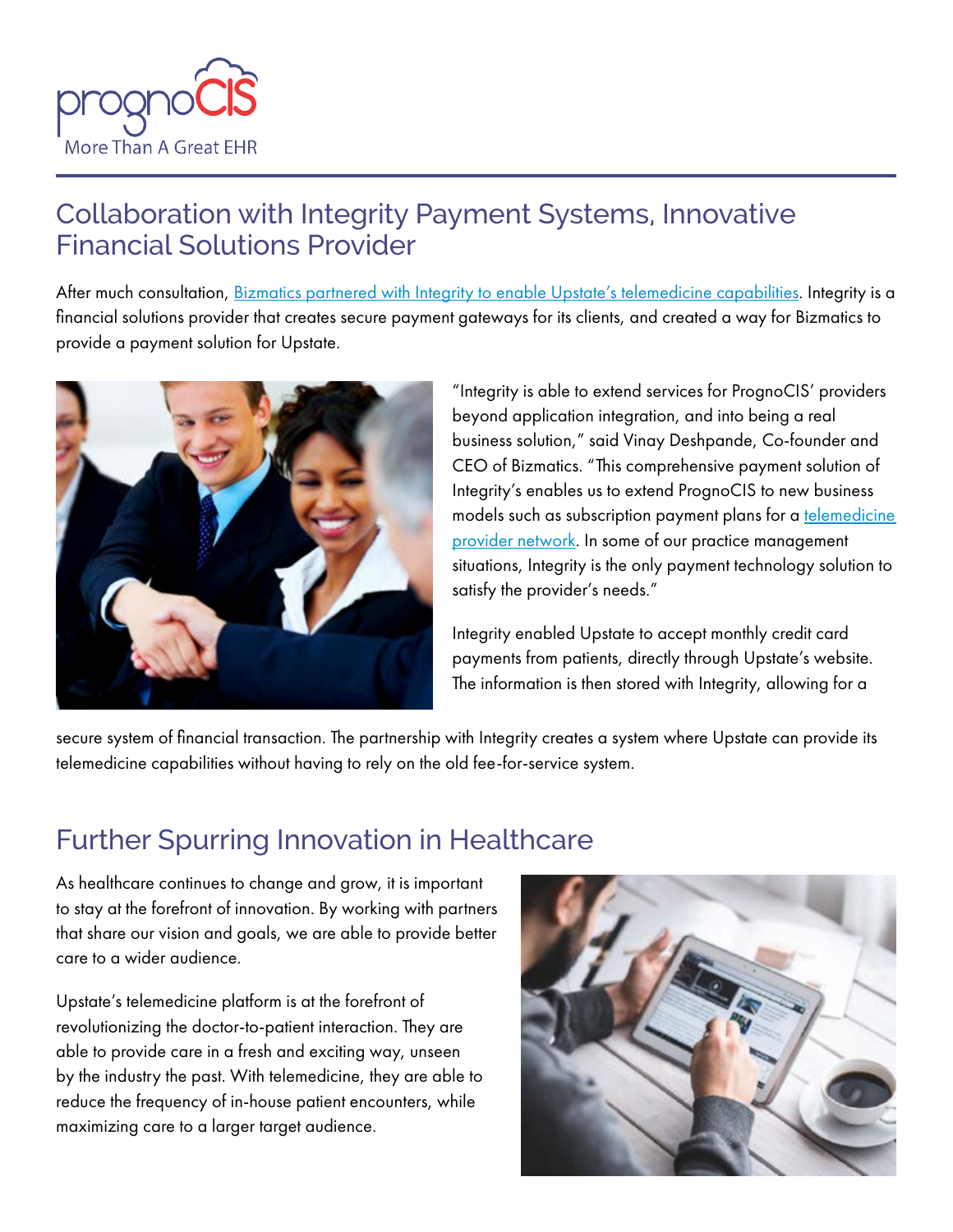## Collaboration with Integrity Payment Systems, Innovative Financial Solutions Provider

After much consultation, Bizmatics partnered with Integrity to enable Upstate's telemedicine capabilities. Integrity is a financial solutions provider that creates secure payment gateways for its clients, and created a way for Bizmatics to provide a payment solution for Upstate.

"Integrity is able to extend services for PrognoCIS' providers beyond application integration, and into being a real business solution," said Vinay Deshpande, Co-founder and CEO of Bizmatics. "This comprehensive payment solution of Integrity's enables us to extend PrognoCIS to new business models such as subscription payment plans for a telemedicine provider network. In some of our practice management situations, Integrity is the only payment technology solution to satisfy the provider's needs."

Integrity enabled Upstate to accept monthly credit card payments from patients, directly through Upstate's website. The information is then stored with Integrity, allowing for a secure system of financial transaction. The partnership with Integrity creates a system where Upstate can provide its telemedicine capabilities without having to rely on the old fee-for-service system.

## Further Spurring Innovation in Healthcare

As healthcare continues to change and grow, it is important to stay at the forefront of innovation. By working with partners that share our vision and goals, we are able to provide better care to a wider audience.

Upstate's telemedicine platform is at the forefront of revolutionizing the doctor-to-patient interaction. They are able to provide care in a fresh and exciting way, unseen by the industry the past. With telemedicine, they are able to reduce the frequency of in-house patient encounters, while maximizing care to a larger target audience.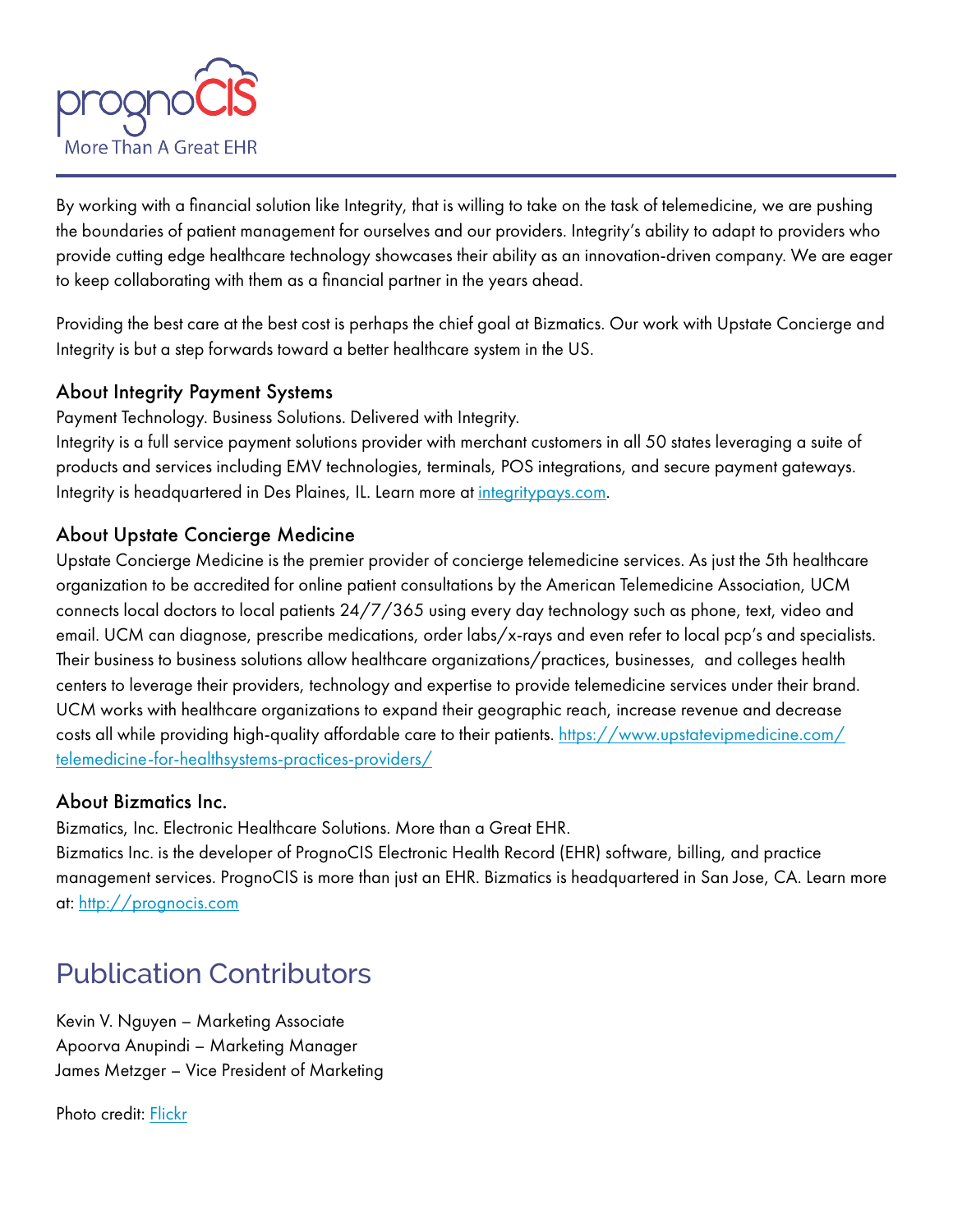By working with a financial solution like Integrity, that is willing to take on the task of telemedicine, we are pushing the boundaries of patient management for ourselves and our providers. Integrity's ability to adapt to providers who provide cutting edge healthcare technology showcases their ability as an innovation-driven company. We are eager to keep collaborating with them as a financial partner in the years ahead.

Providing the best care at the best cost is perhaps the chief goal at Bizmatics. Our work with Upstate Concierge and Integrity is but a step forwards toward a better healthcare system in the US.

### About Integrity Payment Systems

Payment Technology. Business Solutions. Delivered with Integrity.
Integrity is a full service payment solutions provider with merchant customers in all 50 states leveraging a suite of products and services including EMV technologies, terminals, POS integrations, and secure payment gateways. Integrity is headquartered in Des Plaines, IL. Learn more at [integritypays.com](integritypays.com).

### About Upstate Concierge Medicine

Upstate Concierge Medicine is the premier provider of concierge telemedicine services. As just the 5th healthcare organization to be accredited for online patient consultations by the American Telemedicine Association, UCM connects local doctors to local patients 24/7/365 using every day technology such as phone, text, video and email. UCM can diagnose, prescribe medications, order labs/x-rays and even refer to local pcp's and specialists. Their business to business solutions allow healthcare organizations/practices, businesses, and colleges health centers to leverage their providers, technology and expertise to provide telemedicine services under their brand. UCM works with healthcare organizations to expand their geographic reach, increase revenue and decrease costs all while providing high-quality affordable care to their patients. [https://www.upstatevipmedicine.com/telemedicine-for-healthsystems-practices-providers/](https://www.upstatevipmedicine.com/telemedicine-for-healthsystems-practices-providers/)

### About Bizmatics Inc.

Bizmatics, Inc. Electronic Healthcare Solutions. More than a Great EHR.
Bizmatics Inc. is the developer of PrognoCIS Electronic Health Record (EHR) software, billing, and practice management services. PrognoCIS is more than just an EHR. Bizmatics is headquartered in San Jose, CA. Learn more at: [http://prognocis.com](http://prognocis.com)

## Publication Contributors

Kevin V. Nguyen – Marketing Associate
Apoorva Anupindi – Marketing Manager
James Metzger – Vice President of Marketing

Photo credit: Flickr